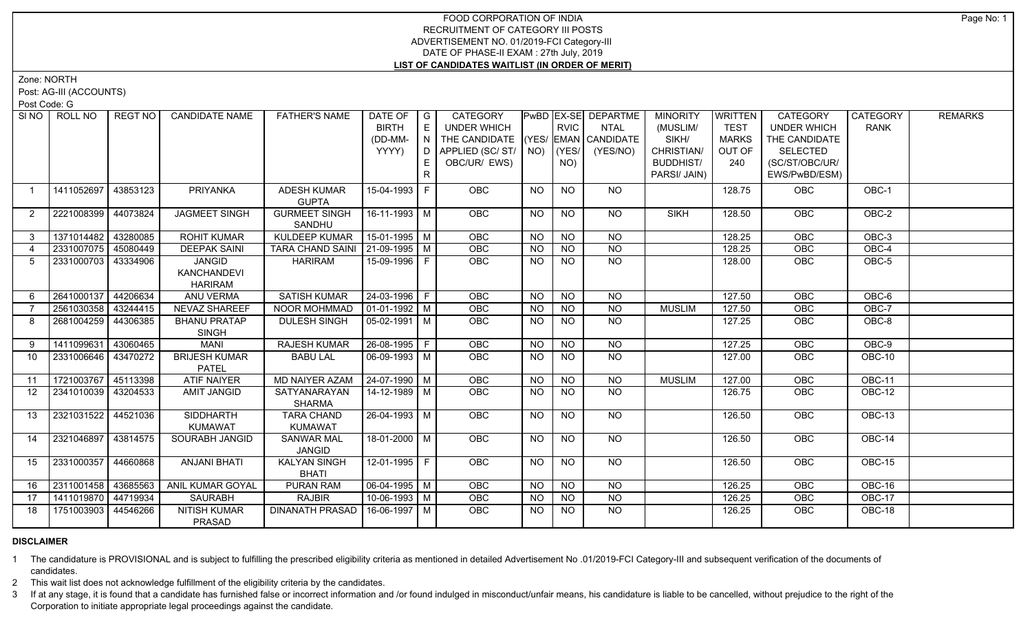# FOOD CORPORATION OF INDIA
## RECRUITMENT OF CATEGORY III POSTS
## ADVERTISEMENT NO. 01/2019-FCI Category-III
## DATE OF PHASE-II EXAM : 27th July, 2019
## LIST OF CANDIDATES WAITLIST (IN ORDER OF MERIT)

Zone: NORTH

Post: AG-III (ACCOUNTS)

Post Code: G

| Sl NO | ROLL NO | REGT NO | CANDIDATE NAME | FATHER'S NAME | DATE OF BIRTH (DD-MM-YYYY) | GENDER | CATEGORY UNDER WHICH THE CANDIDATE APPLIED (SC/ ST/ OBC/UR/ EWS) | PwBD (YES/ NO) | EX-SERVICEMAN (YES/ NO) | DEPARTMENTAL CANDIDATE (YES/NO) | MINORITY (MUSLIM/ SIKH/ CHRISTIAN/ BUDDHIST/ PARSI/ JAIN) | WRITTEN TEST MARKS OUT OF 240 | CATEGORY UNDER WHICH THE CANDIDATE SELECTED (SC/ST/OBC/UR/ EWS/PwBD/ESM) | CATEGORY RANK | REMARKS |
|---|---|---|---|---|---|---|---|---|---|---|---|---|---|---|---|
| 1 | 1411052697 | 43853123 | PRIYANKA | ADESH KUMAR GUPTA | 15-04-1993 | F | OBC | NO | NO | NO | | 128.75 | OBC | OBC-1 | |
| 2 | 2221008399 | 44073824 | JAGMEET SINGH | GURMEET SINGH SANDHU | 16-11-1993 | M | OBC | NO | NO | NO | SIKH | 128.50 | OBC | OBC-2 | |
| 3 | 1371014482 | 43280085 | ROHIT KUMAR | KULDEEP KUMAR | 15-01-1995 | M | OBC | NO | NO | NO | | 128.25 | OBC | OBC-3 | |
| 4 | 2331007075 | 45080449 | DEEPAK SAINI | TARA CHAND SAINI | 21-09-1995 | M | OBC | NO | NO | NO | | 128.25 | OBC | OBC-4 | |
| 5 | 2331000703 | 43334906 | JANGID KANCHANDEVI HARIRAM | HARIRAM | 15-09-1996 | F | OBC | NO | NO | NO | | 128.00 | OBC | OBC-5 | |
| 6 | 2641000137 | 44206634 | ANU VERMA | SATISH KUMAR | 24-03-1996 | F | OBC | NO | NO | NO | | 127.50 | OBC | OBC-6 | |
| 7 | 2561030358 | 43244415 | NEVAZ SHAREEF | NOOR MOHMMAD | 01-01-1992 | M | OBC | NO | NO | NO | MUSLIM | 127.50 | OBC | OBC-7 | |
| 8 | 2681004259 | 44306385 | BHANU PRATAP SINGH | DULESH SINGH | 05-02-1991 | M | OBC | NO | NO | NO | | 127.25 | OBC | OBC-8 | |
| 9 | 1411099631 | 43060465 | MANI | RAJESH KUMAR | 26-08-1995 | F | OBC | NO | NO | NO | | 127.25 | OBC | OBC-9 | |
| 10 | 2331006646 | 43470272 | BRIJESH KUMAR PATEL | BABU LAL | 06-09-1993 | M | OBC | NO | NO | NO | | 127.00 | OBC | OBC-10 | |
| 11 | 1721003767 | 45113398 | ATIF NAIYER | MD NAIYER AZAM | 24-07-1990 | M | OBC | NO | NO | NO | MUSLIM | 127.00 | OBC | OBC-11 | |
| 12 | 2341010039 | 43204533 | AMIT JANGID | SATYANARAYAN SHARMA | 14-12-1989 | M | OBC | NO | NO | NO | | 126.75 | OBC | OBC-12 | |
| 13 | 2321031522 | 44521036 | SIDDHARTH KUMAWAT | TARA CHAND KUMAWAT | 26-04-1993 | M | OBC | NO | NO | NO | | 126.50 | OBC | OBC-13 | |
| 14 | 2321046897 | 43814575 | SOURABH JANGID | SANWAR MAL JANGID | 18-01-2000 | M | OBC | NO | NO | NO | | 126.50 | OBC | OBC-14 | |
| 15 | 2331000357 | 44660868 | ANJANI BHATI | KALYAN SINGH BHATI | 12-01-1995 | F | OBC | NO | NO | NO | | 126.50 | OBC | OBC-15 | |
| 16 | 2311001458 | 43685563 | ANIL KUMAR GOYAL | PURAN RAM | 06-04-1995 | M | OBC | NO | NO | NO | | 126.25 | OBC | OBC-16 | |
| 17 | 1411019870 | 44719934 | SAURABH | RAJBIR | 10-06-1993 | M | OBC | NO | NO | NO | | 126.25 | OBC | OBC-17 | |
| 18 | 1751003903 | 44546266 | NITISH KUMAR PRASAD | DINANATH PRASAD | 16-06-1997 | M | OBC | NO | NO | NO | | 126.25 | OBC | OBC-18 | |

**DISCLAIMER**

1 The candidature is PROVISIONAL and is subject to fulfilling the prescribed eligibility criteria as mentioned in detailed Advertisement No .01/2019-FCI Category-III and subsequent verification of the documents of candidates.

2 This wait list does not acknowledge fulfillment of the eligibility criteria by the candidates.

3 If at any stage, it is found that a candidate has furnished false or incorrect information and /or found indulged in misconduct/unfair means, his candidature is liable to be cancelled, without prejudice to the right of the Corporation to initiate appropriate legal proceedings against the candidate.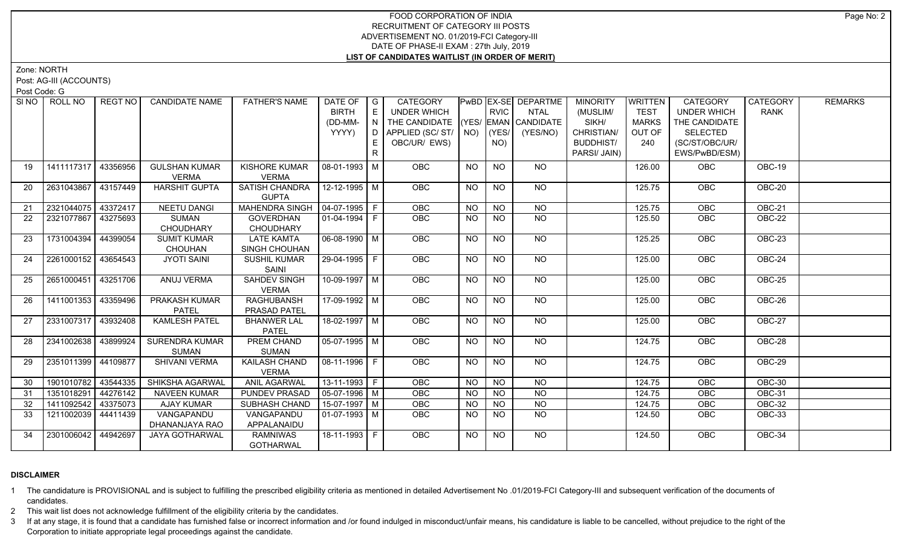FOOD CORPORATION OF INDIA
RECRUITMENT OF CATEGORY III POSTS
ADVERTISEMENT NO. 01/2019-FCI Category-III
DATE OF PHASE-II EXAM : 27th July, 2019

**LIST OF CANDIDATES WAITLIST (IN ORDER OF MERIT)**

Zone: NORTH

Post: AG-III (ACCOUNTS)

Post Code: G

| Sl NO | ROLL NO | REGT NO | CANDIDATE NAME | FATHER'S NAME | DATE OF BIRTH (DD-MM-YYYY) | GENDER | CATEGORY UNDER WHICH THE CANDIDATE APPLIED (SC/ ST/ OBC/UR/ EWS) | PwBD (YES/ NO) | EX-SERVICEMAN (YES/ NO) | DEPARTMENTAL CANDIDATE (YES/NO) | MINORITY (MUSLIM/ SIKH/ CHRISTIAN/ BUDDHIST/ PARSI/ JAIN) | WRITTEN TEST MARKS OUT OF 240 | CATEGORY UNDER WHICH THE CANDIDATE SELECTED (SC/ST/OBC/UR/ EWS/PwBD/ESM) | CATEGORY RANK | REMARKS |
|---|---|---|---|---|---|---|---|---|---|---|---|---|---|---|---|
| 19 | 1411117317 | 43356956 | GULSHAN KUMAR VERMA | KISHORE KUMAR VERMA | 08-01-1993 | M | OBC | NO | NO | NO | | 126.00 | OBC | OBC-19 | |
| 20 | 2631043867 | 43157449 | HARSHIT GUPTA | SATISH CHANDRA GUPTA | 12-12-1995 | M | OBC | NO | NO | NO | | 125.75 | OBC | OBC-20 | |
| 21 | 2321044075 | 43372417 | NEETU DANGI | MAHENDRA SINGH | 04-07-1995 | F | OBC | NO | NO | NO | | 125.75 | OBC | OBC-21 | |
| 22 | 2321077867 | 43275693 | SUMAN CHOUDHARY | GOVERDHAN CHOUDHARY | 01-04-1994 | F | OBC | NO | NO | NO | | 125.50 | OBC | OBC-22 | |
| 23 | 1731004394 | 44399054 | SUMIT KUMAR CHOUHAN | LATE KAMTA SINGH CHOUHAN | 06-08-1990 | M | OBC | NO | NO | NO | | 125.25 | OBC | OBC-23 | |
| 24 | 2261000152 | 43654543 | JYOTI SAINI | SUSHIL KUMAR SAINI | 29-04-1995 | F | OBC | NO | NO | NO | | 125.00 | OBC | OBC-24 | |
| 25 | 2651000451 | 43251706 | ANUJ VERMA | SAHDEV SINGH VERMA | 10-09-1997 | M | OBC | NO | NO | NO | | 125.00 | OBC | OBC-25 | |
| 26 | 1411001353 | 43359496 | PRAKASH KUMAR PATEL | RAGHUBANSH PRASAD PATEL | 17-09-1992 | M | OBC | NO | NO | NO | | 125.00 | OBC | OBC-26 | |
| 27 | 2331007317 | 43932408 | KAMLESH PATEL | BHANWER LAL PATEL | 18-02-1997 | M | OBC | NO | NO | NO | | 125.00 | OBC | OBC-27 | |
| 28 | 2341002638 | 43899924 | SURENDRA KUMAR SUMAN | PREM CHAND SUMAN | 05-07-1995 | M | OBC | NO | NO | NO | | 124.75 | OBC | OBC-28 | |
| 29 | 2351011399 | 44109877 | SHIVANI VERMA | KAILASH CHAND VERMA | 08-11-1996 | F | OBC | NO | NO | NO | | 124.75 | OBC | OBC-29 | |
| 30 | 1901010782 | 43544335 | SHIKSHA AGARWAL | ANIL AGARWAL | 13-11-1993 | F | OBC | NO | NO | NO | | 124.75 | OBC | OBC-30 | |
| 31 | 1351018291 | 44276142 | NAVEEN KUMAR | PUNDEV PRASAD | 05-07-1996 | M | OBC | NO | NO | NO | | 124.75 | OBC | OBC-31 | |
| 32 | 1411092542 | 43375073 | AJAY KUMAR | SUBHASH CHAND | 15-07-1997 | M | OBC | NO | NO | NO | | 124.75 | OBC | OBC-32 | |
| 33 | 1211002039 | 44411439 | VANGAPANDU DHANANJAYA RAO | VANGAPANDU APPALANAIDU | 01-07-1993 | M | OBC | NO | NO | NO | | 124.50 | OBC | OBC-33 | |
| 34 | 2301006042 | 44942697 | JAYA GOTHARWAL | RAMNIWAS GOTHARWAL | 18-11-1993 | F | OBC | NO | NO | NO | | 124.50 | OBC | OBC-34 | |

**DISCLAIMER**

1 The candidature is PROVISIONAL and is subject to fulfilling the prescribed eligibility criteria as mentioned in detailed Advertisement No .01/2019-FCI Category-III and subsequent verification of the documents of candidates.

2 This wait list does not acknowledge fulfillment of the eligibility criteria by the candidates.

3 If at any stage, it is found that a candidate has furnished false or incorrect information and /or found indulged in misconduct/unfair means, his candidature is liable to be cancelled, without prejudice to the right of the Corporation to initiate appropriate legal proceedings against the candidate.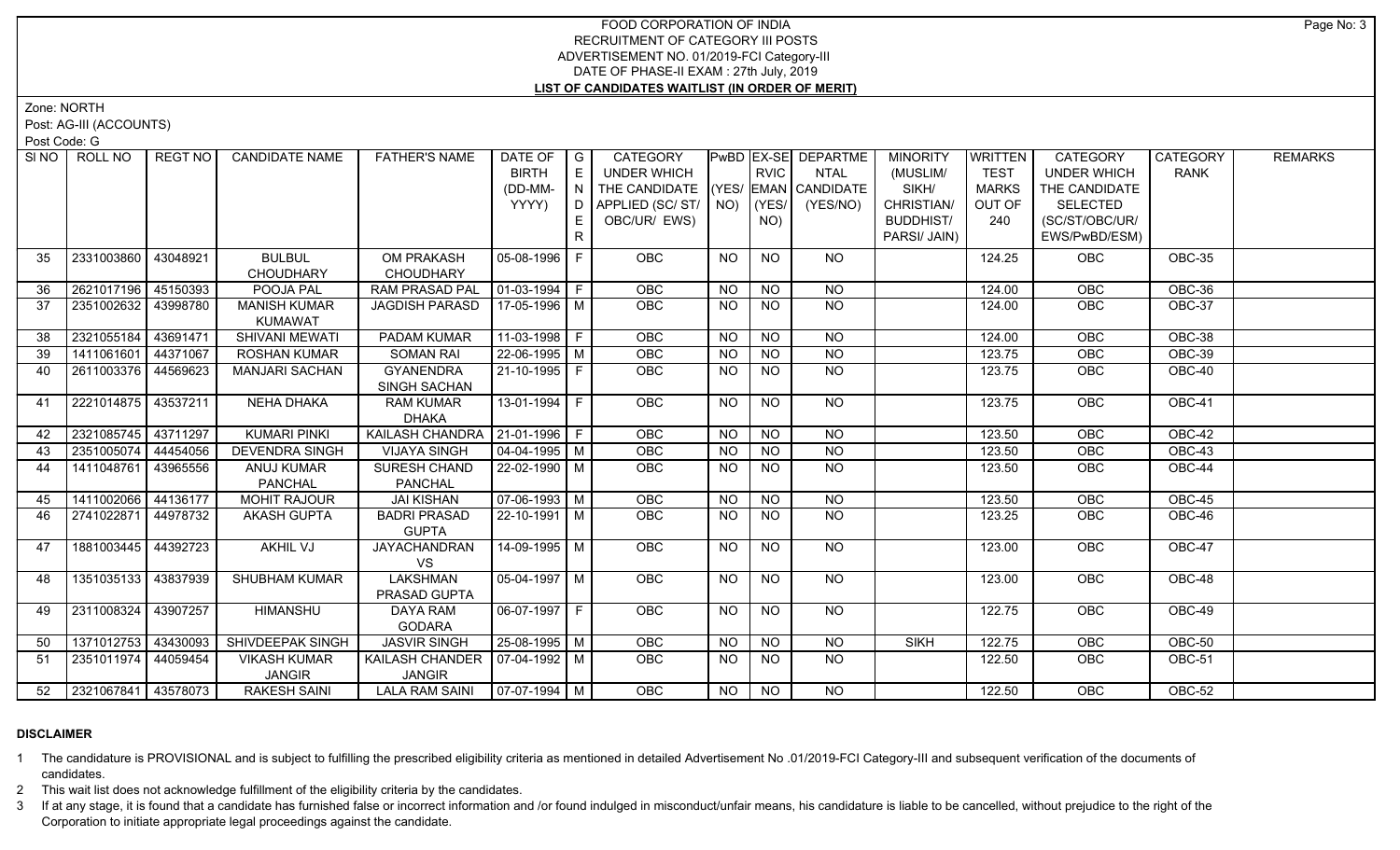# FOOD CORPORATION OF INDIA
## RECRUITMENT OF CATEGORY III POSTS
## ADVERTISEMENT NO. 01/2019-FCI Category-III
## DATE OF PHASE-II EXAM : 27th July, 2019
## LIST OF CANDIDATES WAITLIST (IN ORDER OF MERIT)

Zone: NORTH

Post: AG-III (ACCOUNTS)

Post Code: G

| SI NO | ROLL NO | REGT NO | CANDIDATE NAME | FATHER'S NAME | DATE OF BIRTH (DD-MM-YYYY) | GENDER | CATEGORY UNDER WHICH THE CANDIDATE APPLIED (SC/ ST/ OBC/UR/ EWS) | PwBD (YES/ NO) | EX-SERVICEMAN (YES/ NO) | DEPARTMENTAL CANDIDATE (YES/NO) | MINORITY (MUSLIM/ SIKH/ CHRISTIAN/ BUDDHIST/ PARSI/ JAIN) | WRITTEN TEST MARKS OUT OF 240 | CATEGORY UNDER WHICH THE CANDIDATE SELECTED (SC/ST/OBC/UR/ EWS/PwBD/ESM) | CATEGORY RANK | REMARKS |
|---|---|---|---|---|---|---|---|---|---|---|---|---|---|---|---|
| 35 | 2331003860 | 43048921 | BULBUL CHOUDHARY | OM PRAKASH CHOUDHARY | 05-08-1996 | F | OBC | NO | NO | NO | | 124.25 | OBC | OBC-35 | |
| 36 | 2621017196 | 45150393 | POOJA PAL | RAM PRASAD PAL | 01-03-1994 | F | OBC | NO | NO | NO | | 124.00 | OBC | OBC-36 | |
| 37 | 2351002632 | 43998780 | MANISH KUMAR KUMAWAT | JAGDISH PARASD | 17-05-1996 | M | OBC | NO | NO | NO | | 124.00 | OBC | OBC-37 | |
| 38 | 2321055184 | 43691471 | SHIVANI MEWATI | PADAM KUMAR | 11-03-1998 | F | OBC | NO | NO | NO | | 124.00 | OBC | OBC-38 | |
| 39 | 1411061601 | 44371067 | ROSHAN KUMAR | SOMAN RAI | 22-06-1995 | M | OBC | NO | NO | NO | | 123.75 | OBC | OBC-39 | |
| 40 | 2611003376 | 44569623 | MANJARI SACHAN | GYANENDRA SINGH SACHAN | 21-10-1995 | F | OBC | NO | NO | NO | | 123.75 | OBC | OBC-40 | |
| 41 | 2221014875 | 43537211 | NEHA DHAKA | RAM KUMAR DHAKA | 13-01-1994 | F | OBC | NO | NO | NO | | 123.75 | OBC | OBC-41 | |
| 42 | 2321085745 | 43711297 | KUMARI PINKI | KAILASH CHANDRA | 21-01-1996 | F | OBC | NO | NO | NO | | 123.50 | OBC | OBC-42 | |
| 43 | 2351005074 | 44454056 | DEVENDRA SINGH | VIJAYA SINGH | 04-04-1995 | M | OBC | NO | NO | NO | | 123.50 | OBC | OBC-43 | |
| 44 | 1411048761 | 43965556 | ANUJ KUMAR PANCHAL | SURESH CHAND PANCHAL | 22-02-1990 | M | OBC | NO | NO | NO | | 123.50 | OBC | OBC-44 | |
| 45 | 1411002066 | 44136177 | MOHIT RAJOUR | JAI KISHAN | 07-06-1993 | M | OBC | NO | NO | NO | | 123.50 | OBC | OBC-45 | |
| 46 | 2741022871 | 44978732 | AKASH GUPTA | BADRI PRASAD GUPTA | 22-10-1991 | M | OBC | NO | NO | NO | | 123.25 | OBC | OBC-46 | |
| 47 | 1881003445 | 44392723 | AKHIL VJ | JAYACHANDRAN VS | 14-09-1995 | M | OBC | NO | NO | NO | | 123.00 | OBC | OBC-47 | |
| 48 | 1351035133 | 43837939 | SHUBHAM KUMAR | LAKSHMAN PRASAD GUPTA | 05-04-1997 | M | OBC | NO | NO | NO | | 123.00 | OBC | OBC-48 | |
| 49 | 2311008324 | 43907257 | HIMANSHU | DAYA RAM GODARA | 06-07-1997 | F | OBC | NO | NO | NO | | 122.75 | OBC | OBC-49 | |
| 50 | 1371012753 | 43430093 | SHIVDEEPAK SINGH | JASVIR SINGH | 25-08-1995 | M | OBC | NO | NO | NO | SIKH | 122.75 | OBC | OBC-50 | |
| 51 | 2351011974 | 44059454 | VIKASH KUMAR JANGIR | KAILASH CHANDER JANGIR | 07-04-1992 | M | OBC | NO | NO | NO | | 122.50 | OBC | OBC-51 | |
| 52 | 2321067841 | 43578073 | RAKESH SAINI | LALA RAM SAINI | 07-07-1994 | M | OBC | NO | NO | NO | | 122.50 | OBC | OBC-52 | |

**DISCLAIMER**

1. The candidature is PROVISIONAL and is subject to fulfilling the prescribed eligibility criteria as mentioned in detailed Advertisement No .01/2019-FCI Category-III and subsequent verification of the documents of candidates.
2. This wait list does not acknowledge fulfillment of the eligibility criteria by the candidates.
3. If at any stage, it is found that a candidate has furnished false or incorrect information and /or found indulged in misconduct/unfair means, his candidature is liable to be cancelled, without prejudice to the right of the Corporation to initiate appropriate legal proceedings against the candidate.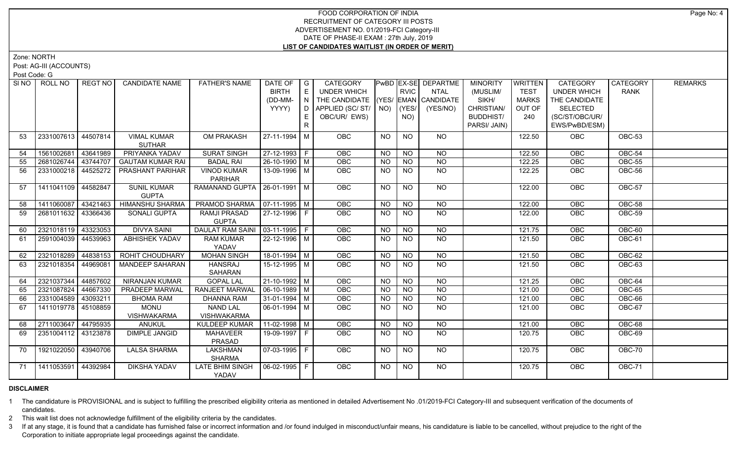FOOD CORPORATION OF INDIA
RECRUITMENT OF CATEGORY III POSTS
ADVERTISEMENT NO. 01/2019-FCI Category-III
DATE OF PHASE-II EXAM : 27th July, 2019
**LIST OF CANDIDATES WAITLIST (IN ORDER OF MERIT)**

Zone: NORTH
Post: AG-III (ACCOUNTS)
Post Code: G

| Sl NO | ROLL NO | REGT NO | CANDIDATE NAME | FATHER'S NAME | DATE OF BIRTH (DD-MM-YYYY) | GENDER | CATEGORY UNDER WHICH THE CANDIDATE APPLIED (SC/ ST/ OBC/UR/ EWS) | PwBD (YES/ NO) | EX-SERVICEMAN (YES/ NO) | DEPARTMENTAL CANDIDATE (YES/NO) | MINORITY (MUSLIM/ SIKH/ CHRISTIAN/ BUDDHIST/ PARSI/ JAIN) | WRITTEN TEST MARKS OUT OF 240 | CATEGORY UNDER WHICH THE CANDIDATE SELECTED (SC/ST/OBC/UR/ EWS/PwBD/ESM) | CATEGORY RANK | REMARKS |
|---|---|---|---|---|---|---|---|---|---|---|---|---|---|---|---|
| 53 | 2331007613 | 44507814 | VIMAL KUMAR SUTHAR | OM PRAKASH | 27-11-1994 | M | OBC | NO | NO | NO | | 122.50 | OBC | OBC-53 | |
| 54 | 1561002681 | 43641989 | PRIYANKA YADAV | SURAT SINGH | 27-12-1993 | F | OBC | NO | NO | NO | | 122.50 | OBC | OBC-54 | |
| 55 | 2681026744 | 43744707 | GAUTAM KUMAR RAI | BADAL RAI | 26-10-1990 | M | OBC | NO | NO | NO | | 122.25 | OBC | OBC-55 | |
| 56 | 2331000218 | 44525272 | PRASHANT PARIHAR | VINOD KUMAR PARIHAR | 13-09-1996 | M | OBC | NO | NO | NO | | 122.25 | OBC | OBC-56 | |
| 57 | 1411041109 | 44582847 | SUNIL KUMAR GUPTA | RAMANAND GUPTA | 26-01-1991 | M | OBC | NO | NO | NO | | 122.00 | OBC | OBC-57 | |
| 58 | 1411060087 | 43421463 | HIMANSHU SHARMA | PRAMOD SHARMA | 07-11-1995 | M | OBC | NO | NO | NO | | 122.00 | OBC | OBC-58 | |
| 59 | 2681011632 | 43366436 | SONALI GUPTA | RAMJI PRASAD GUPTA | 27-12-1996 | F | OBC | NO | NO | NO | | 122.00 | OBC | OBC-59 | |
| 60 | 2321018119 | 43323053 | DIVYA SAINI | DAULAT RAM SAINI | 03-11-1995 | F | OBC | NO | NO | NO | | 121.75 | OBC | OBC-60 | |
| 61 | 2591004039 | 44539963 | ABHISHEK YADAV | RAM KUMAR YADAV | 22-12-1996 | M | OBC | NO | NO | NO | | 121.50 | OBC | OBC-61 | |
| 62 | 2321018289 | 44838153 | ROHIT CHOUDHARY | MOHAN SINGH | 18-01-1994 | M | OBC | NO | NO | NO | | 121.50 | OBC | OBC-62 | |
| 63 | 2321018354 | 44969081 | MANDEEP SAHARAN | HANSRAJ SAHARAN | 15-12-1995 | M | OBC | NO | NO | NO | | 121.50 | OBC | OBC-63 | |
| 64 | 2321037344 | 44857602 | NIRANJAN KUMAR | GOPAL LAL | 21-10-1992 | M | OBC | NO | NO | NO | | 121.25 | OBC | OBC-64 | |
| 65 | 2321087824 | 44667330 | PRADEEP MARWAL | RANJEET MARWAL | 06-10-1989 | M | OBC | NO | NO | NO | | 121.00 | OBC | OBC-65 | |
| 66 | 2331004589 | 43093211 | BHOMA RAM | DHANNA RAM | 31-01-1994 | M | OBC | NO | NO | NO | | 121.00 | OBC | OBC-66 | |
| 67 | 1411019778 | 45108859 | MONU VISHWAKARMA | NAND LAL VISHWAKARMA | 06-01-1994 | M | OBC | NO | NO | NO | | 121.00 | OBC | OBC-67 | |
| 68 | 2711003647 | 44795935 | ANUKUL | KULDEEP KUMAR | 11-02-1998 | M | OBC | NO | NO | NO | | 121.00 | OBC | OBC-68 | |
| 69 | 2351004112 | 43123878 | DIMPLE JANGID | MAHAVEER PRASAD | 19-09-1997 | F | OBC | NO | NO | NO | | 120.75 | OBC | OBC-69 | |
| 70 | 1921022050 | 43940706 | LALSA SHARMA | LAKSHMAN SHARMA | 07-03-1995 | F | OBC | NO | NO | NO | | 120.75 | OBC | OBC-70 | |
| 71 | 1411053591 | 44392984 | DIKSHA YADAV | LATE BHIM SINGH YADAV | 06-02-1995 | F | OBC | NO | NO | NO | | 120.75 | OBC | OBC-71 | |

**DISCLAIMER**

1 The candidature is PROVISIONAL and is subject to fulfilling the prescribed eligibility criteria as mentioned in detailed Advertisement No .01/2019-FCI Category-III and subsequent verification of the documents of candidates.

2 This wait list does not acknowledge fulfillment of the eligibility criteria by the candidates.

3 If at any stage, it is found that a candidate has furnished false or incorrect information and /or found indulged in misconduct/unfair means, his candidature is liable to be cancelled, without prejudice to the right of the Corporation to initiate appropriate legal proceedings against the candidate.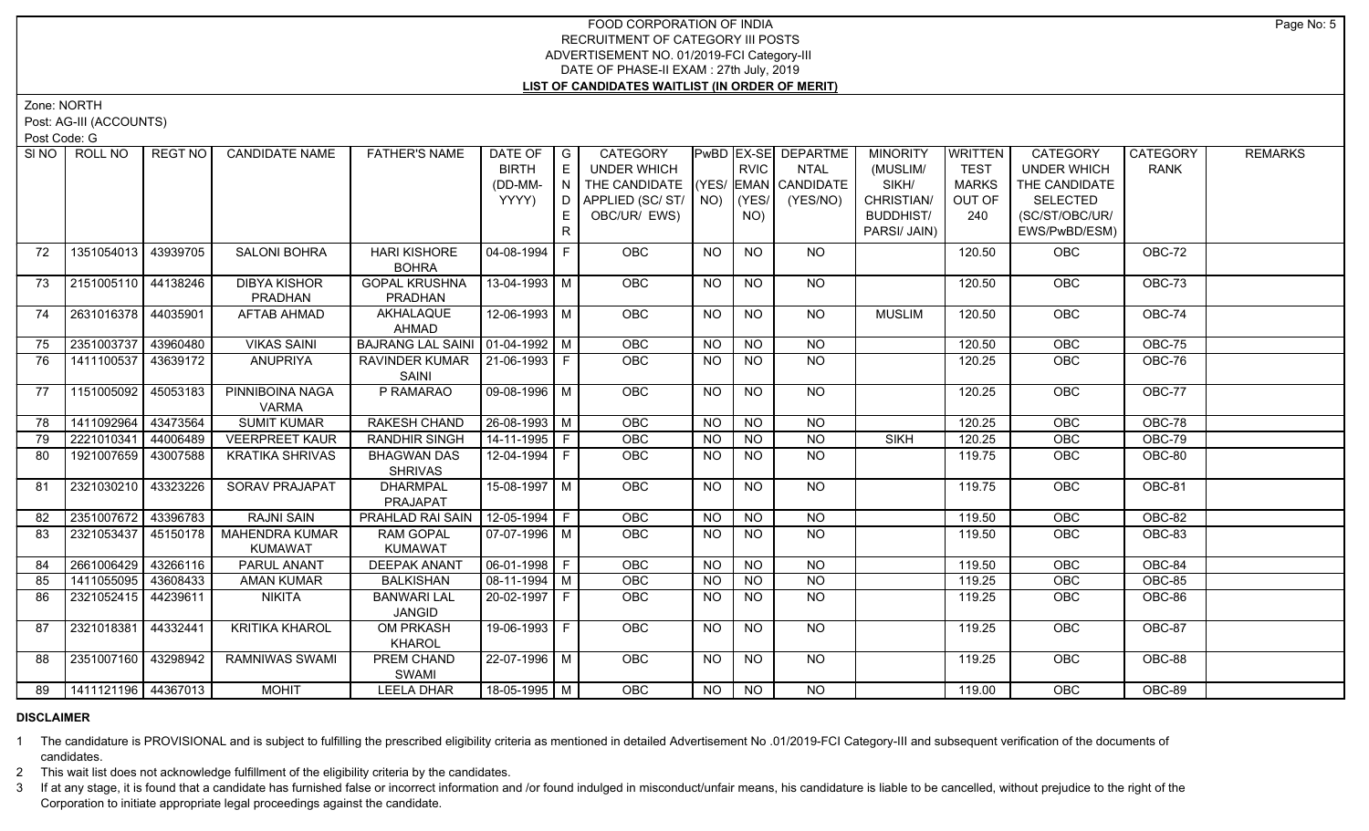# FOOD CORPORATION OF INDIA
## RECRUITMENT OF CATEGORY III POSTS
## ADVERTISEMENT NO. 01/2019-FCI Category-III
## DATE OF PHASE-II EXAM : 27th July, 2019
## LIST OF CANDIDATES WAITLIST (IN ORDER OF MERIT)

Zone: NORTH

Post: AG-III (ACCOUNTS)

Post Code: G

| SI NO | ROLL NO | REGT NO | CANDIDATE NAME | FATHER'S NAME | DATE OF BIRTH (DD-MM-YYYY) | GENDER | CATEGORY UNDER WHICH THE CANDIDATE APPLIED (SC/ ST/ OBC/UR/ EWS) | PwBD (YES/ NO) | EX-SERVICEMAN (YES/ NO) | DEPARTMENTAL CANDIDATE (YES/NO) | MINORITY (MUSLIM/ SIKH/ CHRISTIAN/ BUDDHIST/ PARSI/ JAIN) | WRITTEN TEST MARKS OUT OF 240 | CATEGORY UNDER WHICH THE CANDIDATE SELECTED (SC/ST/OBC/UR/ EWS/PwBD/ESM) | CATEGORY RANK | REMARKS |
|---|---|---|---|---|---|---|---|---|---|---|---|---|---|---|---|
| 72 | 1351054013 | 43939705 | SALONI BOHRA | HARI KISHORE BOHRA | 04-08-1994 | F | OBC | NO | NO | NO | | 120.50 | OBC | OBC-72 | |
| 73 | 2151005110 | 44138246 | DIBYA KISHOR PRADHAN | GOPAL KRUSHNA PRADHAN | 13-04-1993 | M | OBC | NO | NO | NO | | 120.50 | OBC | OBC-73 | |
| 74 | 2631016378 | 44035901 | AFTAB AHMAD | AKHALAQUE AHMAD | 12-06-1993 | M | OBC | NO | NO | NO | MUSLIM | 120.50 | OBC | OBC-74 | |
| 75 | 2351003737 | 43960480 | VIKAS SAINI | BAJRANG LAL SAINI | 01-04-1992 | M | OBC | NO | NO | NO | | 120.50 | OBC | OBC-75 | |
| 76 | 1411100537 | 43639172 | ANUPRIYA | RAVINDER KUMAR SAINI | 21-06-1993 | F | OBC | NO | NO | NO | | 120.25 | OBC | OBC-76 | |
| 77 | 1151005092 | 45053183 | PINNIBOINA NAGA VARMA | P RAMARAO | 09-08-1996 | M | OBC | NO | NO | NO | | 120.25 | OBC | OBC-77 | |
| 78 | 1411092964 | 43473564 | SUMIT KUMAR | RAKESH CHAND | 26-08-1993 | M | OBC | NO | NO | NO | | 120.25 | OBC | OBC-78 | |
| 79 | 2221010341 | 44006489 | VEERPREET KAUR | RANDHIR SINGH | 14-11-1995 | F | OBC | NO | NO | NO | SIKH | 120.25 | OBC | OBC-79 | |
| 80 | 1921007659 | 43007588 | KRATIKA SHRIVAS | BHAGWAN DAS SHRIVAS | 12-04-1994 | F | OBC | NO | NO | NO | | 119.75 | OBC | OBC-80 | |
| 81 | 2321030210 | 43323226 | SORAV PRAJAPAT | DHARMPAL PRAJAPAT | 15-08-1997 | M | OBC | NO | NO | NO | | 119.75 | OBC | OBC-81 | |
| 82 | 2351007672 | 43396783 | RAJNI SAIN | PRAHLAD RAI SAIN | 12-05-1994 | F | OBC | NO | NO | NO | | 119.50 | OBC | OBC-82 | |
| 83 | 2321053437 | 45150178 | MAHENDRA KUMAR KUMAWAT | RAM GOPAL KUMAWAT | 07-07-1996 | M | OBC | NO | NO | NO | | 119.50 | OBC | OBC-83 | |
| 84 | 2661006429 | 43266116 | PARUL ANANT | DEEPAK ANANT | 06-01-1998 | F | OBC | NO | NO | NO | | 119.50 | OBC | OBC-84 | |
| 85 | 1411055095 | 43608433 | AMAN KUMAR | BALKISHAN | 08-11-1994 | M | OBC | NO | NO | NO | | 119.25 | OBC | OBC-85 | |
| 86 | 2321052415 | 44239611 | NIKITA | BANWARI LAL JANGID | 20-02-1997 | F | OBC | NO | NO | NO | | 119.25 | OBC | OBC-86 | |
| 87 | 2321018381 | 44332441 | KRITIKA KHAROL | OM PRKASH KHAROL | 19-06-1993 | F | OBC | NO | NO | NO | | 119.25 | OBC | OBC-87 | |
| 88 | 2351007160 | 43298942 | RAMNIWAS SWAMI | PREM CHAND SWAMI | 22-07-1996 | M | OBC | NO | NO | NO | | 119.25 | OBC | OBC-88 | |
| 89 | 1411121196 | 44367013 | MOHIT | LEELA DHAR | 18-05-1995 | M | OBC | NO | NO | NO | | 119.00 | OBC | OBC-89 | |

**DISCLAIMER**

1 The candidature is PROVISIONAL and is subject to fulfilling the prescribed eligibility criteria as mentioned in detailed Advertisement No .01/2019-FCI Category-III and subsequent verification of the documents of candidates.

2 This wait list does not acknowledge fulfillment of the eligibility criteria by the candidates.

3 If at any stage, it is found that a candidate has furnished false or incorrect information and /or found indulged in misconduct/unfair means, his candidature is liable to be cancelled, without prejudice to the right of the Corporation to initiate appropriate legal proceedings against the candidate.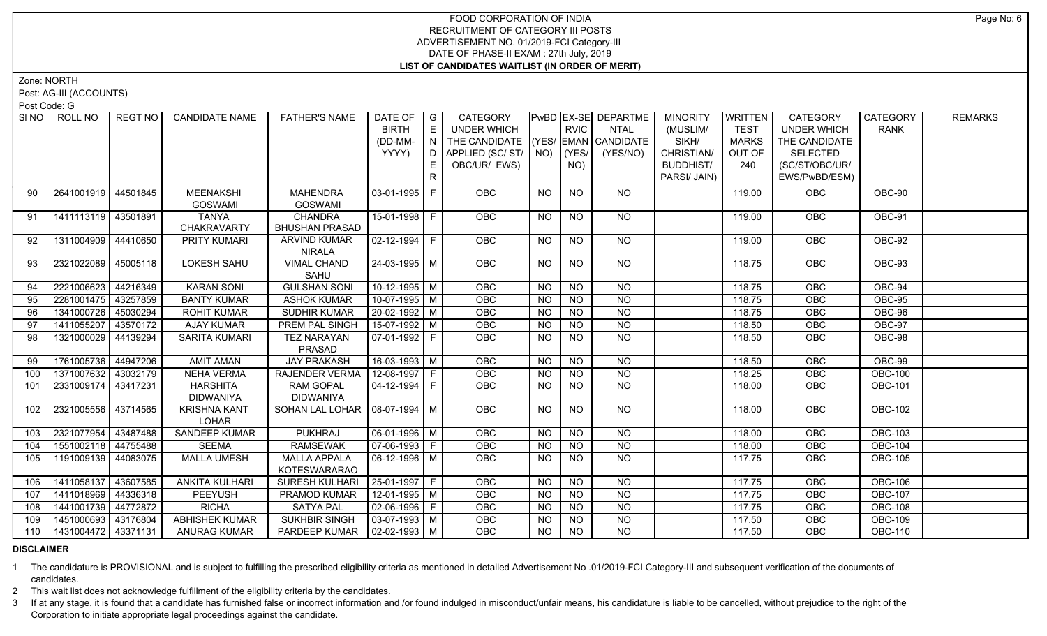# FOOD CORPORATION OF INDIA
## RECRUITMENT OF CATEGORY III POSTS
## ADVERTISEMENT NO. 01/2019-FCI Category-III
## DATE OF PHASE-II EXAM : 27th July, 2019
## LIST OF CANDIDATES WAITLIST (IN ORDER OF MERIT)

Zone: NORTH

Post: AG-III (ACCOUNTS)

Post Code: G

| SI NO | ROLL NO | REGT NO | CANDIDATE NAME | FATHER'S NAME | DATE OF BIRTH (DD-MM-YYYY) | GENDER | CATEGORY UNDER WHICH THE CANDIDATE APPLIED (SC/ ST/ OBC/UR/ EWS) | PwBD (YES/ NO) | EX-SERVICEMAN (YES/ NO) | DEPARTMENTAL CANDIDATE (YES/NO) | MINORITY (MUSLIM/ SIKH/ CHRISTIAN/ BUDDHIST/ PARSI/ JAIN) | WRITTEN TEST MARKS OUT OF 240 | CATEGORY UNDER WHICH THE CANDIDATE SELECTED (SC/ST/OBC/UR/ EWS/PwBD/ESM) | CATEGORY RANK | REMARKS |
|---|---|---|---|---|---|---|---|---|---|---|---|---|---|---|---|
| 90 | 2641001919 | 44501845 | MEENAKSHI GOSWAMI | MAHENDRA GOSWAMI | 03-01-1995 | F | OBC | NO | NO | NO | | 119.00 | OBC | OBC-90 | |
| 91 | 1411113119 | 43501891 | TANYA CHAKRAVARTY | CHANDRA BHUSHAN PRASAD | 15-01-1998 | F | OBC | NO | NO | NO | | 119.00 | OBC | OBC-91 | |
| 92 | 1311004909 | 44410650 | PRITY KUMARI | ARVIND KUMAR NIRALA | 02-12-1994 | F | OBC | NO | NO | NO | | 119.00 | OBC | OBC-92 | |
| 93 | 2321022089 | 45005118 | LOKESH SAHU | VIMAL CHAND SAHU | 24-03-1995 | M | OBC | NO | NO | NO | | 118.75 | OBC | OBC-93 | |
| 94 | 2221006623 | 44216349 | KARAN SONI | GULSHAN SONI | 10-12-1995 | M | OBC | NO | NO | NO | | 118.75 | OBC | OBC-94 | |
| 95 | 2281001475 | 43257859 | BANTY KUMAR | ASHOK KUMAR | 10-07-1995 | M | OBC | NO | NO | NO | | 118.75 | OBC | OBC-95 | |
| 96 | 1341000726 | 45030294 | ROHIT KUMAR | SUDHIR KUMAR | 20-02-1992 | M | OBC | NO | NO | NO | | 118.75 | OBC | OBC-96 | |
| 97 | 1411055207 | 43570172 | AJAY KUMAR | PREM PAL SINGH | 15-07-1992 | M | OBC | NO | NO | NO | | 118.50 | OBC | OBC-97 | |
| 98 | 1321000029 | 44139294 | SARITA KUMARI | TEZ NARAYAN PRASAD | 07-01-1992 | F | OBC | NO | NO | NO | | 118.50 | OBC | OBC-98 | |
| 99 | 1761005736 | 44947206 | AMIT AMAN | JAY PRAKASH | 16-03-1993 | M | OBC | NO | NO | NO | | 118.50 | OBC | OBC-99 | |
| 100 | 1371007632 | 43032179 | NEHA VERMA | RAJENDER VERMA | 12-08-1997 | F | OBC | NO | NO | NO | | 118.25 | OBC | OBC-100 | |
| 101 | 2331009174 | 43417231 | HARSHITA DIDWANIYA | RAM GOPAL DIDWANIYA | 04-12-1994 | F | OBC | NO | NO | NO | | 118.00 | OBC | OBC-101 | |
| 102 | 2321005556 | 43714565 | KRISHNA KANT LOHAR | SOHAN LAL LOHAR | 08-07-1994 | M | OBC | NO | NO | NO | | 118.00 | OBC | OBC-102 | |
| 103 | 2321077954 | 43487488 | SANDEEP KUMAR | PUKHRAJ | 06-01-1996 | M | OBC | NO | NO | NO | | 118.00 | OBC | OBC-103 | |
| 104 | 1551002118 | 44755488 | SEEMA | RAMSEWAK | 07-06-1993 | F | OBC | NO | NO | NO | | 118.00 | OBC | OBC-104 | |
| 105 | 1191009139 | 44083075 | MALLA UMESH | MALLA APPALA KOTESWARARAO | 06-12-1996 | M | OBC | NO | NO | NO | | 117.75 | OBC | OBC-105 | |
| 106 | 1411058137 | 43607585 | ANKITA KULHARI | SURESH KULHARI | 25-01-1997 | F | OBC | NO | NO | NO | | 117.75 | OBC | OBC-106 | |
| 107 | 1411018969 | 44336318 | PEEYUSH | PRAMOD KUMAR | 12-01-1995 | M | OBC | NO | NO | NO | | 117.75 | OBC | OBC-107 | |
| 108 | 1441001739 | 44772872 | RICHA | SATYA PAL | 02-06-1996 | F | OBC | NO | NO | NO | | 117.75 | OBC | OBC-108 | |
| 109 | 1451000693 | 43176804 | ABHISHEK KUMAR | SUKHBIR SINGH | 03-07-1993 | M | OBC | NO | NO | NO | | 117.50 | OBC | OBC-109 | |
| 110 | 1431004472 | 43371131 | ANURAG KUMAR | PARDEEP KUMAR | 02-02-1993 | M | OBC | NO | NO | NO | | 117.50 | OBC | OBC-110 | |

**DISCLAIMER**

1 The candidature is PROVISIONAL and is subject to fulfilling the prescribed eligibility criteria as mentioned in detailed Advertisement No .01/2019-FCI Category-III and subsequent verification of the documents of candidates.

2 This wait list does not acknowledge fulfillment of the eligibility criteria by the candidates.

3 If at any stage, it is found that a candidate has furnished false or incorrect information and /or found indulged in misconduct/unfair means, his candidature is liable to be cancelled, without prejudice to the right of the Corporation to initiate appropriate legal proceedings against the candidate.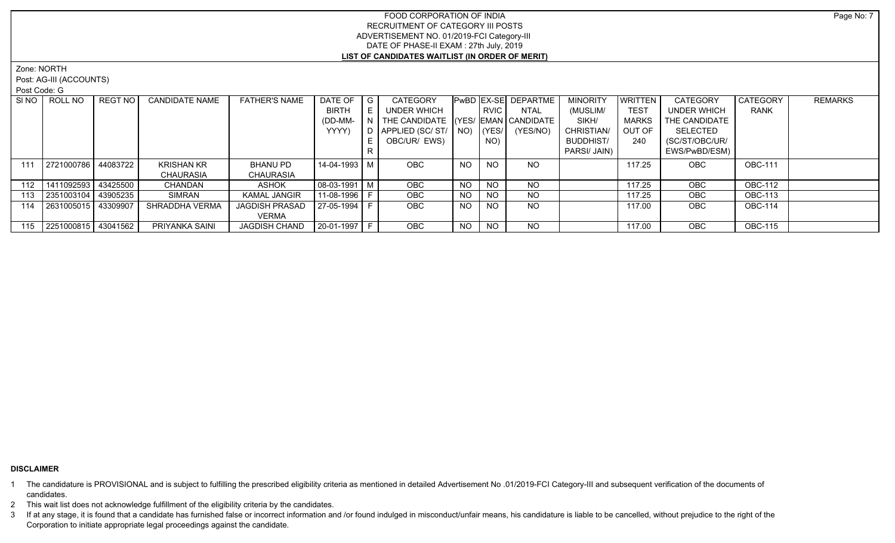# FOOD CORPORATION OF INDIA
## RECRUITMENT OF CATEGORY III POSTS
## ADVERTISEMENT NO. 01/2019-FCI Category-III
## DATE OF PHASE-II EXAM : 27th July, 2019
## LIST OF CANDIDATES WAITLIST (IN ORDER OF MERIT)

Zone: NORTH

Post: AG-III (ACCOUNTS)

Post Code: G

| SI NO | ROLL NO | REGT NO | CANDIDATE NAME | FATHER'S NAME | DATE OF BIRTH (DD-MM-YYYY) | GENDER | CATEGORY UNDER WHICH THE CANDIDATE APPLIED (SC/ ST/ OBC/UR/ EWS) | PwBD (YES/ NO) | EX-SERVICEMAN (YES/ NO) | DEPARTMENTAL CANDIDATE (YES/NO) | MINORITY (MUSLIM/ SIKH/ CHRISTIAN/ BUDDHIST/ PARSI/ JAIN) | WRITTEN TEST MARKS OUT OF 240 | CATEGORY UNDER WHICH THE CANDIDATE SELECTED (SC/ST/OBC/UR/ EWS/PwBD/ESM) | CATEGORY RANK | REMARKS |
|---|---|---|---|---|---|---|---|---|---|---|---|---|---|---|---|
| 111 | 2721000786 | 44083722 | KRISHAN KR CHAURASIA | BHANU PD CHAURASIA | 14-04-1993 | M | OBC | NO | NO | NO | | 117.25 | OBC | OBC-111 | |
| 112 | 1411092593 | 43425500 | CHANDAN | ASHOK | 08-03-1991 | M | OBC | NO | NO | NO | | 117.25 | OBC | OBC-112 | |
| 113 | 2351003104 | 43905235 | SIMRAN | KAMAL JANGIR | 11-08-1996 | F | OBC | NO | NO | NO | | 117.25 | OBC | OBC-113 | |
| 114 | 2631005015 | 43309907 | SHRADDHA VERMA | JAGDISH PRASAD VERMA | 27-05-1994 | F | OBC | NO | NO | NO | | 117.00 | OBC | OBC-114 | |
| 115 | 2251000815 | 43041562 | PRIYANKA SAINI | JAGDISH CHAND | 20-01-1997 | F | OBC | NO | NO | NO | | 117.00 | OBC | OBC-115 | |

**DISCLAIMER**

1. The candidature is PROVISIONAL and is subject to fulfilling the prescribed eligibility criteria as mentioned in detailed Advertisement No .01/2019-FCI Category-III and subsequent verification of the documents of candidates.
2. This wait list does not acknowledge fulfillment of the eligibility criteria by the candidates.
3. If at any stage, it is found that a candidate has furnished false or incorrect information and /or found indulged in misconduct/unfair means, his candidature is liable to be cancelled, without prejudice to the right of the Corporation to initiate appropriate legal proceedings against the candidate.